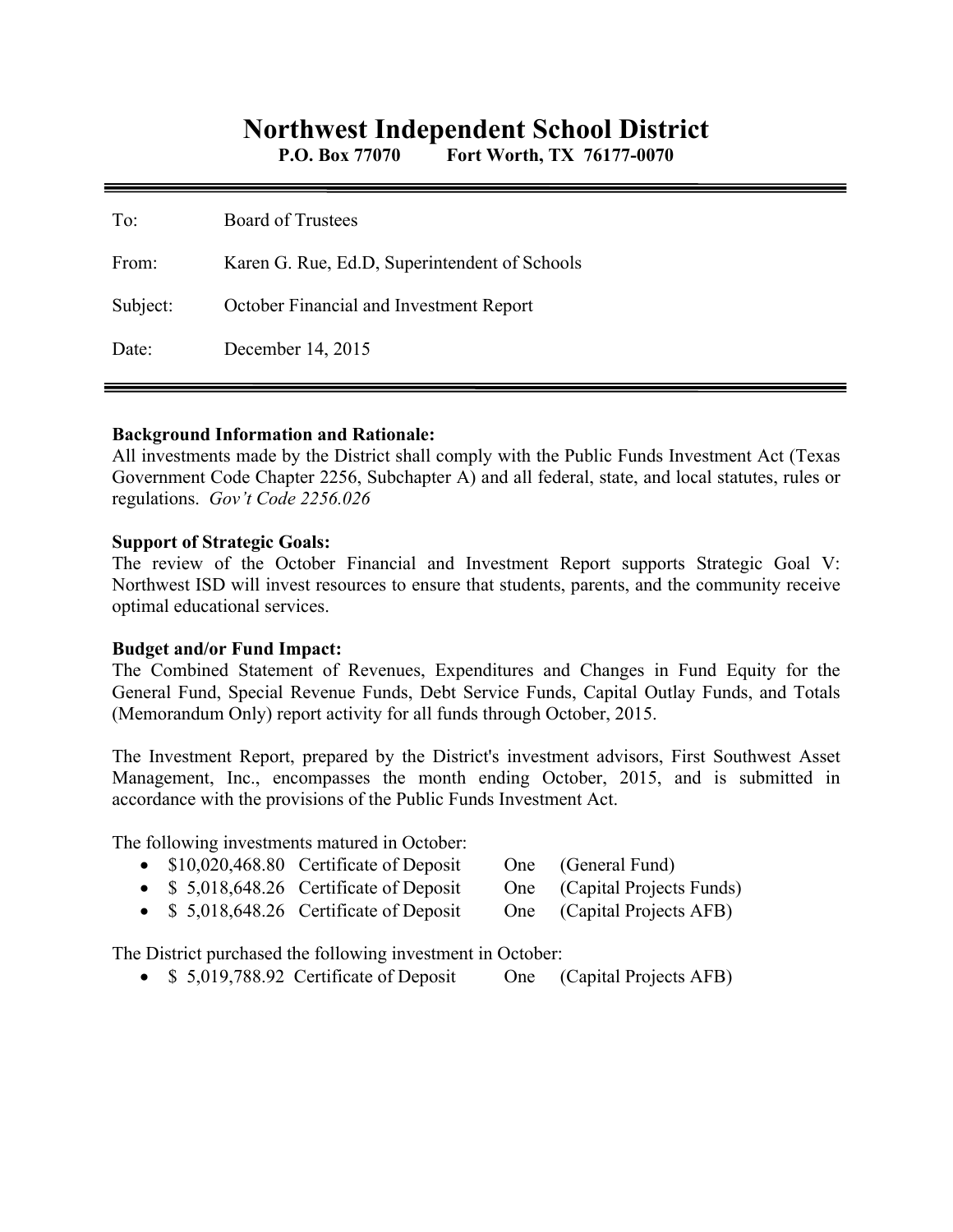# Northwest Independent School District

**P.O. Box 77070 Fort Worth, TX 76177-0070**

---

To: Board of Trustees

From: Karen G. Rue, Ed.D, Superintendent of Schools

Subject: October Financial and Investment Report

Date: December 14, 2015

---

**Background Information and Rationale:**
All investments made by the District shall comply with the Public Funds Investment Act (Texas Government Code Chapter 2256, Subchapter A) and all federal, state, and local statutes, rules or regulations. *Gov't Code 2256.026*

**Support of Strategic Goals:**
The review of the October Financial and Investment Report supports Strategic Goal V: Northwest ISD will invest resources to ensure that students, parents, and the community receive optimal educational services.

**Budget and/or Fund Impact:**
The Combined Statement of Revenues, Expenditures and Changes in Fund Equity for the General Fund, Special Revenue Funds, Debt Service Funds, Capital Outlay Funds, and Totals (Memorandum Only) report activity for all funds through October, 2015.

The Investment Report, prepared by the District's investment advisors, First Southwest Asset Management, Inc., encompasses the month ending October, 2015, and is submitted in accordance with the provisions of the Public Funds Investment Act.

The following investments matured in October:

- $10,020,468.80 Certificate of Deposit One (General Fund)
- $ 5,018,648.26 Certificate of Deposit One (Capital Projects Funds)
- $ 5,018,648.26 Certificate of Deposit One (Capital Projects AFB)

The District purchased the following investment in October:

- $ 5,019,788.92 Certificate of Deposit One (Capital Projects AFB)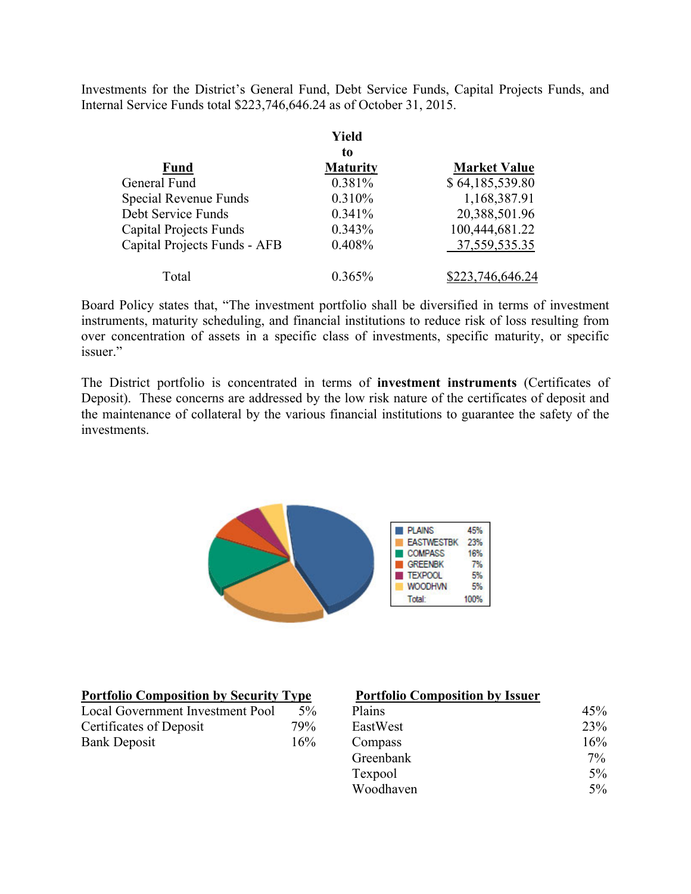Investments for the District's General Fund, Debt Service Funds, Capital Projects Funds, and Internal Service Funds total $223,746,646.24 as of October 31, 2015.

| Fund | Yield to Maturity | Market Value |
|---|---|---|
| General Fund | 0.381% | $ 64,185,539.80 |
| Special Revenue Funds | 0.310% | 1,168,387.91 |
| Debt Service Funds | 0.341% | 20,388,501.96 |
| Capital Projects Funds | 0.343% | 100,444,681.22 |
| Capital Projects Funds - AFB | 0.408% | 37,559,535.35 |
| Total | 0.365% | $223,746,646.24 |

Board Policy states that, "The investment portfolio shall be diversified in terms of investment instruments, maturity scheduling, and financial institutions to reduce risk of loss resulting from over concentration of assets in a specific class of investments, specific maturity, or specific issuer."

The District portfolio is concentrated in terms of **investment instruments** (Certificates of Deposit). These concerns are addressed by the low risk nature of the certificates of deposit and the maintenance of collateral by the various financial institutions to guarantee the safety of the investments.

| | |
|---|---|
| PLAINS | 45% |
| EASTWESTBK | 23% |
| COMPASS | 16% |
| GREENBK | 7% |
| TEXPOOL | 5% |
| WOODHVN | 5% |
| Total: | 100% |

**Portfolio Composition by Security Type**

| | |
|---|---|
| Local Government Investment Pool | 5% |
| Certificates of Deposit | 79% |
| Bank Deposit | 16% |

**Portfolio Composition by Issuer**

| | |
|---|---|
| Plains | 45% |
| EastWest | 23% |
| Compass | 16% |
| Greenbank | 7% |
| Texpool | 5% |
| Woodhaven | 5% |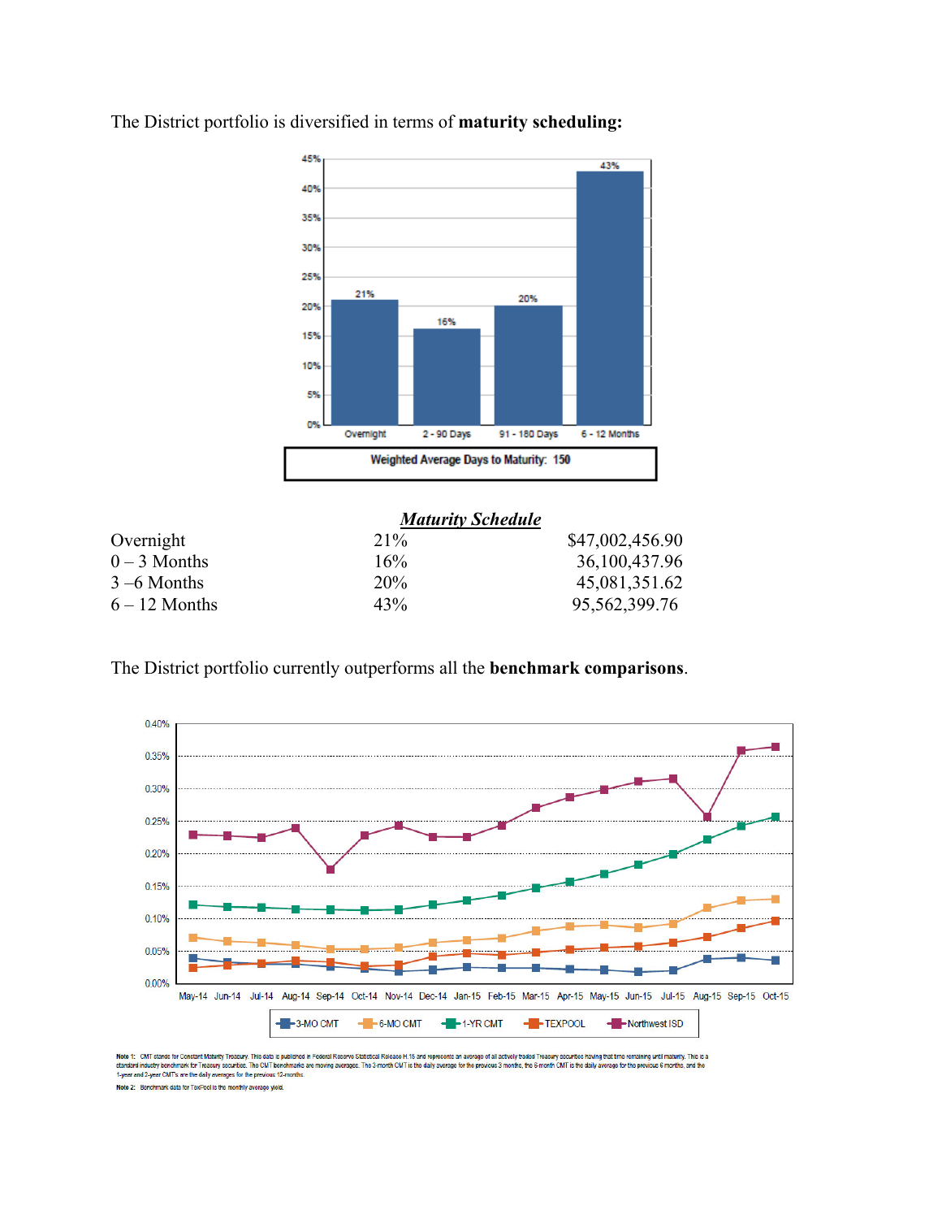The District portfolio is diversified in terms of **maturity scheduling:**

***Maturity Schedule***

| | | |
|---|---|---|
| Overnight | 21% | $47,002,456.90 |
| 0 – 3 Months | 16% | 36,100,437.96 |
| 3 –6 Months | 20% | 45,081,351.62 |
| 6 – 12 Months | 43% | 95,562,399.76 |

The District portfolio currently outperforms all the **benchmark comparisons**.

Note 1: CMT stands for Constant Maturity Treasury. This data is published in Federal Reserve Statistical Release H.15 and represents an average of all actively traded Treasury securities having that time remaining until maturity. This is a standard industry benchmark for Treasury securities. The CMT benchmarks are moving averages. The 3-month CMT is the daily average for the previous 3 months, the 6-month CMT is the daily average for the previous 6 months, and the 1-year and 2-year CMT's are the daily averages for the previous 12-months.

Note 2: Benchmark data for TexPool is the monthly average yield.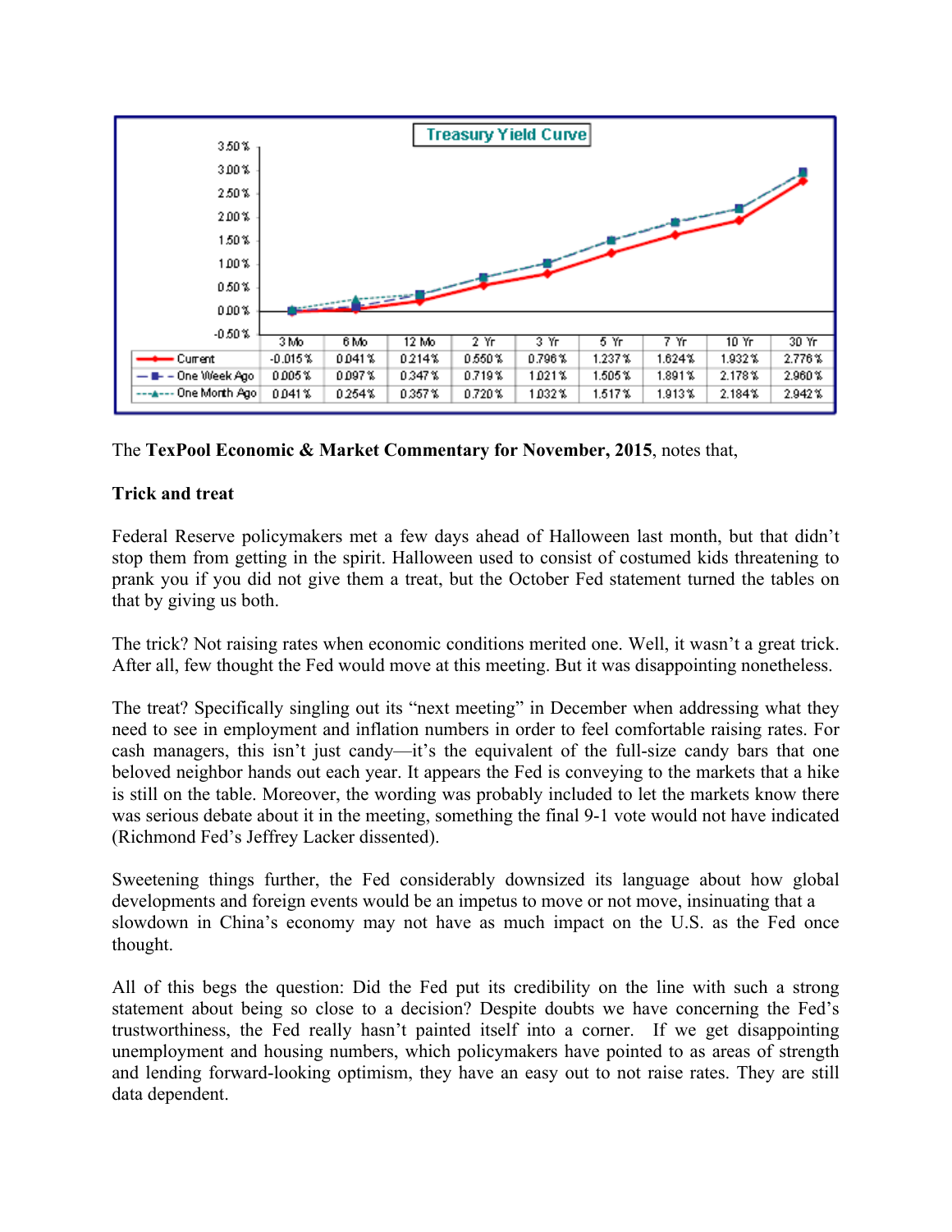**Treasury Yield Curve**

| | 3 Mo | 6 Mo | 12 Mo | 2 Yr | 3 Yr | 5 Yr | 7 Yr | 10 Yr | 30 Yr |
|---|---|---|---|---|---|---|---|---|---|
| Current | -0.015% | 0.041% | 0.214% | 0.550% | 0.796% | 1.237% | 1.624% | 1.932% | 2.776% |
| One Week Ago | 0.005% | 0.097% | 0.347% | 0.719% | 1.021% | 1.505% | 1.891% | 2.178% | 2.960% |
| One Month Ago | 0.041% | 0.254% | 0.357% | 0.720% | 1.032% | 1.517% | 1.913% | 2.184% | 2.942% |

The **TexPool Economic & Market Commentary for November, 2015**, notes that,

**Trick and treat**

Federal Reserve policymakers met a few days ahead of Halloween last month, but that didn't stop them from getting in the spirit. Halloween used to consist of costumed kids threatening to prank you if you did not give them a treat, but the October Fed statement turned the tables on that by giving us both.

The trick? Not raising rates when economic conditions merited one. Well, it wasn't a great trick. After all, few thought the Fed would move at this meeting. But it was disappointing nonetheless.

The treat? Specifically singling out its "next meeting" in December when addressing what they need to see in employment and inflation numbers in order to feel comfortable raising rates. For cash managers, this isn't just candy—it's the equivalent of the full-size candy bars that one beloved neighbor hands out each year. It appears the Fed is conveying to the markets that a hike is still on the table. Moreover, the wording was probably included to let the markets know there was serious debate about it in the meeting, something the final 9-1 vote would not have indicated (Richmond Fed's Jeffrey Lacker dissented).

Sweetening things further, the Fed considerably downsized its language about how global developments and foreign events would be an impetus to move or not move, insinuating that a slowdown in China's economy may not have as much impact on the U.S. as the Fed once thought.

All of this begs the question: Did the Fed put its credibility on the line with such a strong statement about being so close to a decision? Despite doubts we have concerning the Fed's trustworthiness, the Fed really hasn't painted itself into a corner. If we get disappointing unemployment and housing numbers, which policymakers have pointed to as areas of strength and lending forward-looking optimism, they have an easy out to not raise rates. They are still data dependent.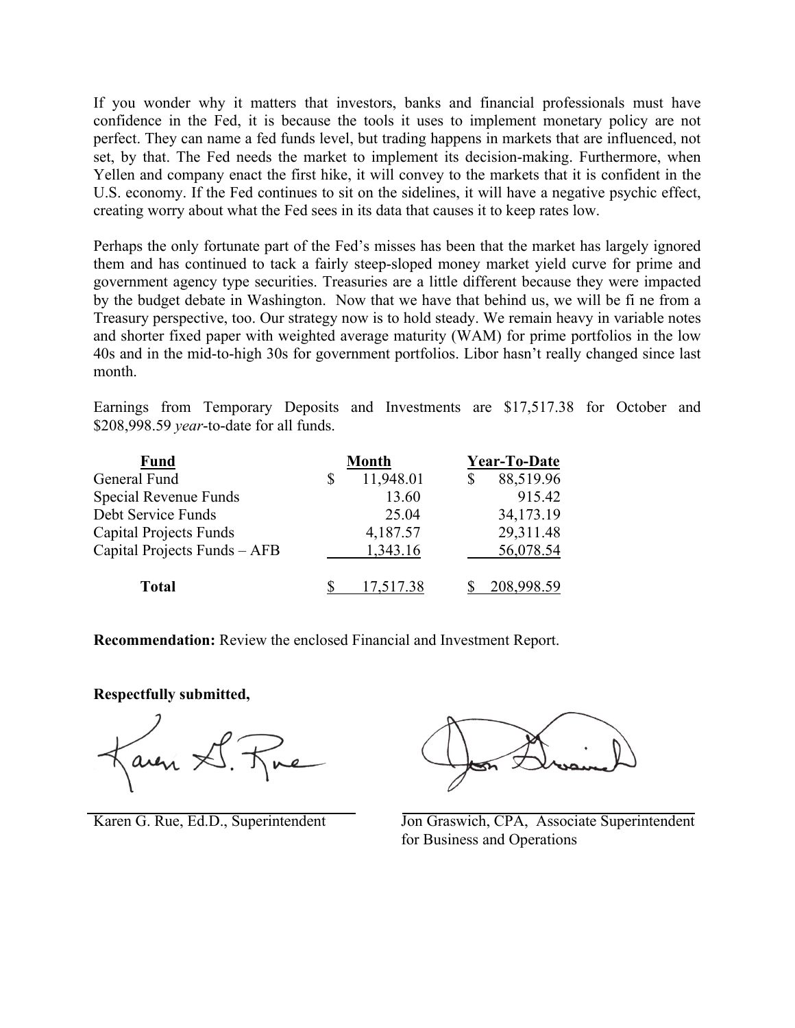If you wonder why it matters that investors, banks and financial professionals must have confidence in the Fed, it is because the tools it uses to implement monetary policy are not perfect. They can name a fed funds level, but trading happens in markets that are influenced, not set, by that. The Fed needs the market to implement its decision-making. Furthermore, when Yellen and company enact the first hike, it will convey to the markets that it is confident in the U.S. economy. If the Fed continues to sit on the sidelines, it will have a negative psychic effect, creating worry about what the Fed sees in its data that causes it to keep rates low.

Perhaps the only fortunate part of the Fed's misses has been that the market has largely ignored them and has continued to tack a fairly steep-sloped money market yield curve for prime and government agency type securities. Treasuries are a little different because they were impacted by the budget debate in Washington. Now that we have that behind us, we will be fi ne from a Treasury perspective, too. Our strategy now is to hold steady. We remain heavy in variable notes and shorter fixed paper with weighted average maturity (WAM) for prime portfolios in the low 40s and in the mid-to-high 30s for government portfolios. Libor hasn't really changed since last month.

Earnings from Temporary Deposits and Investments are $17,517.38 for October and $208,998.59 *year*-to-date for all funds.

| Fund | Month | Year-To-Date |
|---|---|---|
| General Fund | $ 11,948.01 | $ 88,519.96 |
| Special Revenue Funds | 13.60 | 915.42 |
| Debt Service Funds | 25.04 | 34,173.19 |
| Capital Projects Funds | 4,187.57 | 29,311.48 |
| Capital Projects Funds – AFB | 1,343.16 | 56,078.54 |
| **Total** | $ 17,517.38 | $ 208,998.59 |

**Recommendation:** Review the enclosed Financial and Investment Report.

**Respectfully submitted,**

Karen G. Rue, Ed.D., Superintendent

Jon Graswich, CPA, Associate Superintendent for Business and Operations